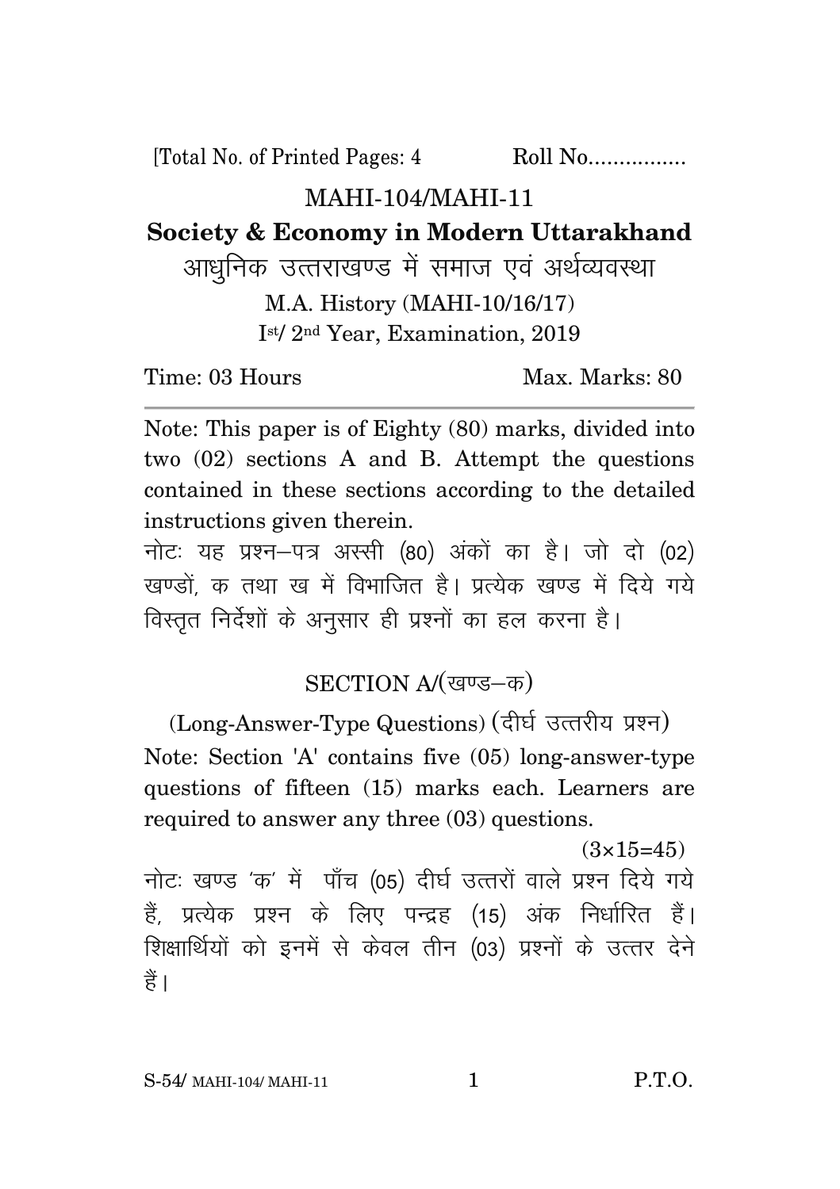[Total No. of Printed Pages: 4 Roll No................

# MAHI-104/MAHI-11

## Society & Economy in Modern Uttarakhand

## आधुनिक उत्तराखण्ड में समाज एवं अर्थव्यवस्था

M.A. History (MAHI-10/16/17)

Ist/ 2nd Year, Examination, 2019

Time: 03 Hours Max. Marks: 80

---

Note: This paper is of Eighty (80) marks, divided into two (02) sections A and B. Attempt the questions contained in these sections according to the detailed instructions given therein.

नोटः यह प्रश्न–पत्र अस्सी (80) अंकों का है। जो दो (02) खण्डों, क तथा ख में विभाजित है। प्रत्येक खण्ड में दिये गये विस्तृत निर्देशों के अनुसार ही प्रश्नों का हल करना है।

### SECTION A/(खण्ड–क)

(Long-Answer-Type Questions) (दीर्घ उत्तरीय प्रश्न)

Note: Section 'A' contains five (05) long-answer-type questions of fifteen (15) marks each. Learners are required to answer any three (03) questions.

(3×15=45)

नोटः खण्ड 'क' में पाँच (05) दीर्घ उत्तरों वाले प्रश्न दिये गये हैं, प्रत्येक प्रश्न के लिए पन्द्रह (15) अंक निर्धारित हैं। शिक्षार्थियों को इनमें से केवल तीन (03) प्रश्नों के उत्तर देने हैं।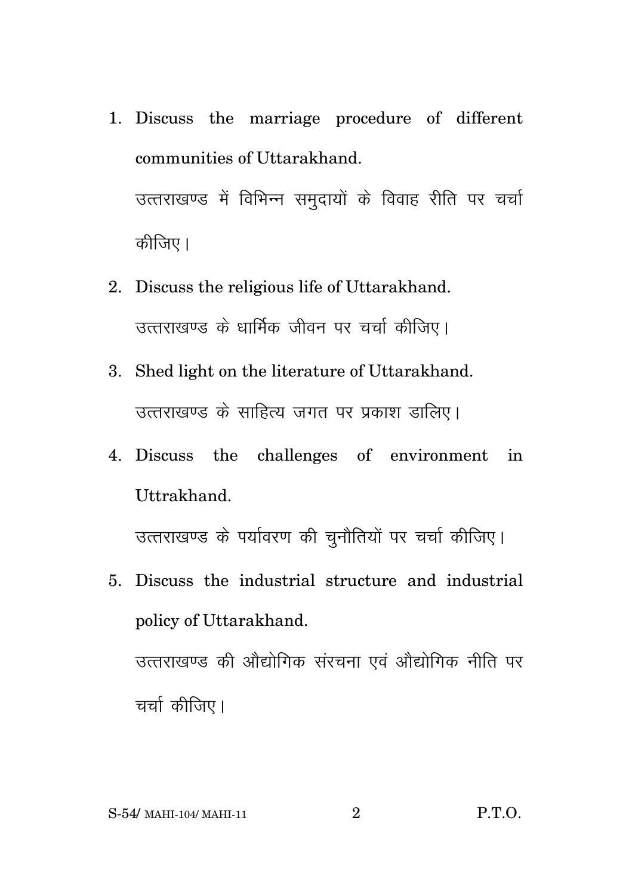1. Discuss the marriage procedure of different communities of Uttarakhand.

   उत्तराखण्ड में विभिन्न समुदायों के विवाह रीति पर चर्चा कीजिए।

2. Discuss the religious life of Uttarakhand.

   उत्तराखण्ड के धार्मिक जीवन पर चर्चा कीजिए।

3. Shed light on the literature of Uttarakhand.

   उत्तराखण्ड के साहित्य जगत पर प्रकाश डालिए।

4. Discuss the challenges of environment in Uttrakhand.

   उत्तराखण्ड के पर्यावरण की चुनौतियों पर चर्चा कीजिए।

5. Discuss the industrial structure and industrial policy of Uttarakhand.

   उत्तराखण्ड की औद्योगिक संरचना एवं औद्योगिक नीति पर चर्चा कीजिए।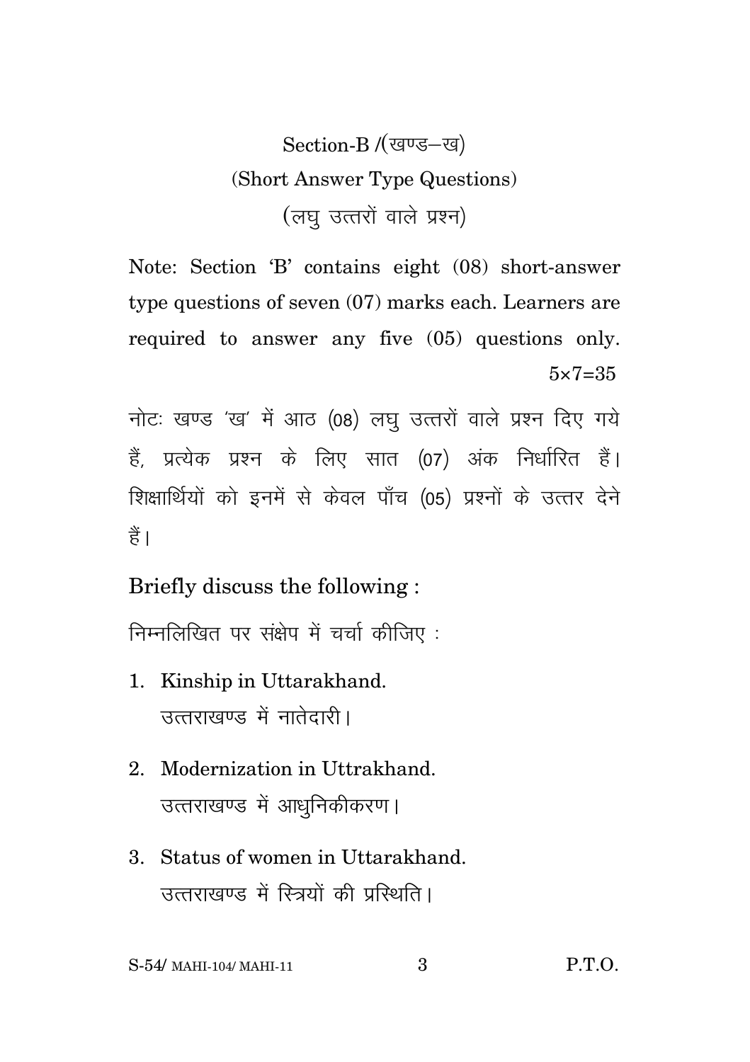## Section-B /(खण्ड–ख)

### (Short Answer Type Questions)

### (लघु उत्तरों वाले प्रश्न)

Note: Section 'B' contains eight (08) short-answer type questions of seven (07) marks each. Learners are required to answer any five (05) questions only.

5×7=35

नोटः खण्ड 'ख' में आठ (08) लघु उत्तरों वाले प्रश्न दिए गये हैं, प्रत्येक प्रश्न के लिए सात (07) अंक निर्धारित हैं। शिक्षार्थियों को इनमें से केवल पाँच (05) प्रश्नों के उत्तर देने हैं।

Briefly discuss the following :

निम्नलिखित पर संक्षेप में चर्चा कीजिए :

1. Kinship in Uttarakhand.
   उत्तराखण्ड में नातेदारी।

2. Modernization in Uttrakhand.
   उत्तराखण्ड में आधुनिकीकरण।

3. Status of women in Uttarakhand.
   उत्तराखण्ड में स्त्रियों की प्रस्थिति।

P.T.O.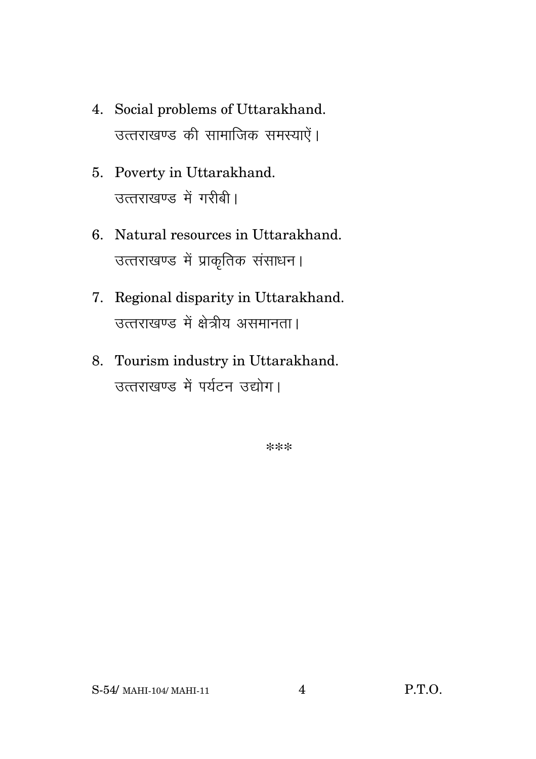4. Social problems of Uttarakhand.
   उत्तराखण्ड की सामाजिक समस्याएें।

5. Poverty in Uttarakhand.
   उत्तराखण्ड में गरीबी।

6. Natural resources in Uttarakhand.
   उत्तराखण्ड में प्राकृतिक संसाधन।

7. Regional disparity in Uttarakhand.
   उत्तराखण्ड में क्षेत्रीय असमानता।

8. Tourism industry in Uttarakhand.
   उत्तराखण्ड में पर्यटन उद्योग।

***